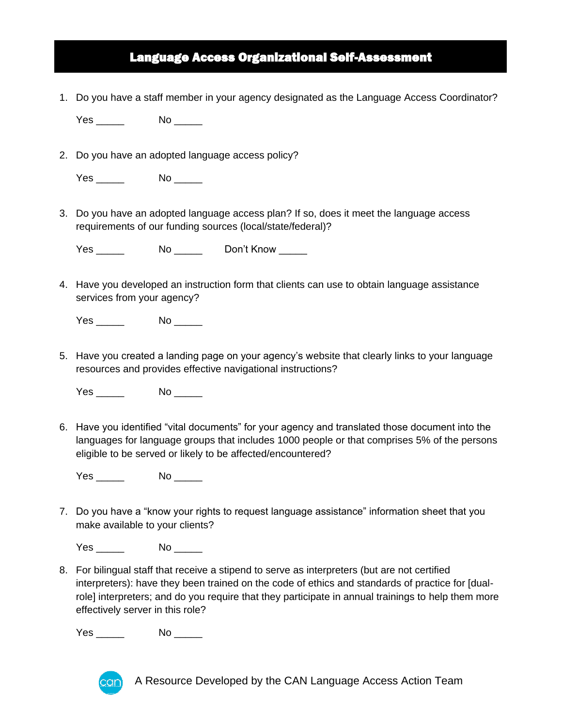# Language Access Organizational Self-Assessment

1. Do you have a staff member in your agency designated as the Language Access Coordinator?

   Yes _____ No _____

2. Do you have an adopted language access policy?

   Yes _____ No _____

3. Do you have an adopted language access plan? If so, does it meet the language access requirements of our funding sources (local/state/federal)?

   Yes _____ No _____ Don't Know _____

4. Have you developed an instruction form that clients can use to obtain language assistance services from your agency?

   Yes _____ No _____

5. Have you created a landing page on your agency's website that clearly links to your language resources and provides effective navigational instructions?

   Yes _____ No _____

6. Have you identified "vital documents" for your agency and translated those document into the languages for language groups that includes 1000 people or that comprises 5% of the persons eligible to be served or likely to be affected/encountered?

   Yes _____ No _____

7. Do you have a "know your rights to request language assistance" information sheet that you make available to your clients?

   Yes _____ No _____

8. For bilingual staff that receive a stipend to serve as interpreters (but are not certified interpreters): have they been trained on the code of ethics and standards of practice for [dual-role] interpreters; and do you require that they participate in annual trainings to help them more effectively server in this role?

   Yes _____ No _____

A Resource Developed by the CAN Language Access Action Team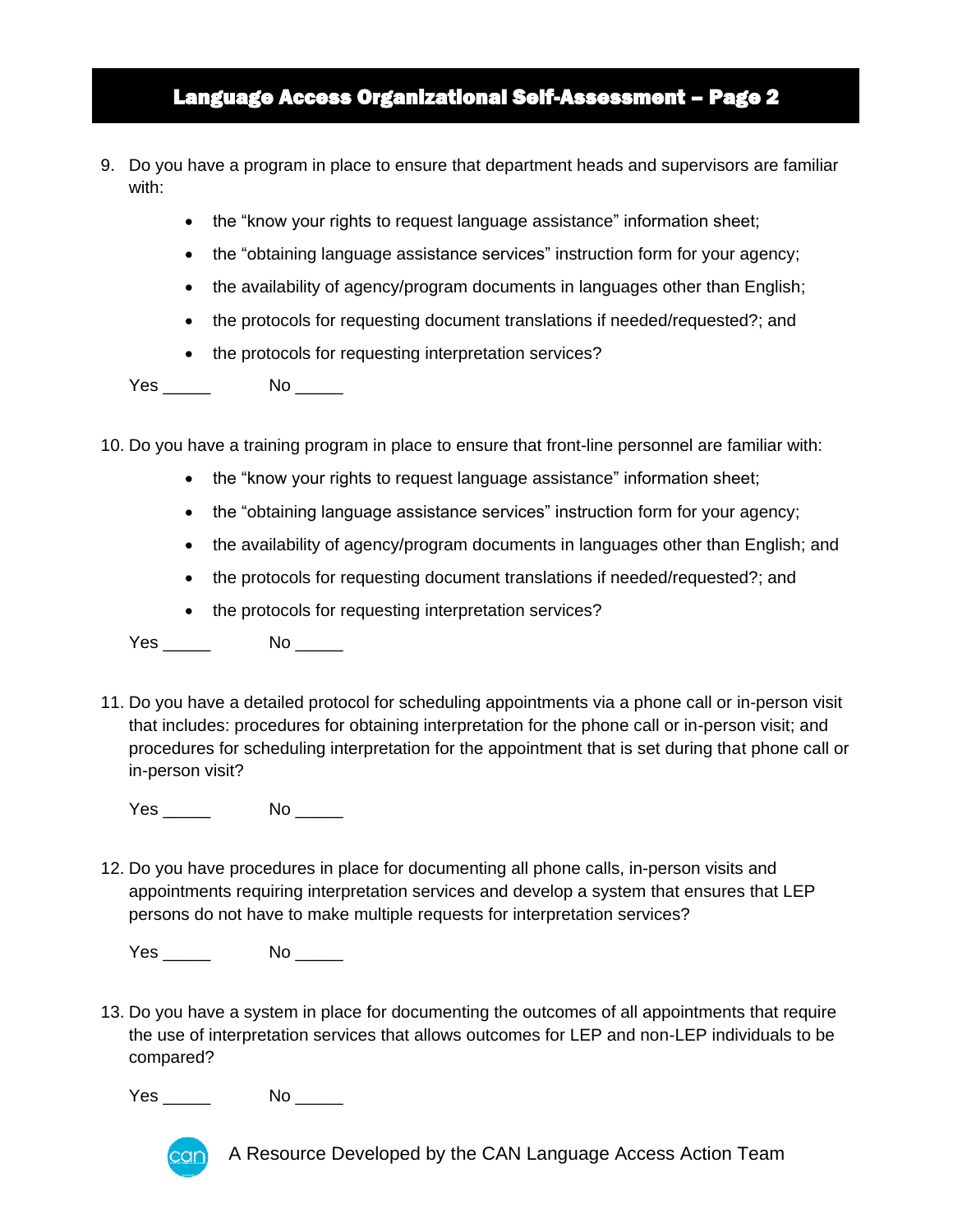# Language Access Organizational Self-Assessment – Page 2

9. Do you have a program in place to ensure that department heads and supervisors are familiar with:
   - the "know your rights to request language assistance" information sheet;
   - the "obtaining language assistance services" instruction form for your agency;
   - the availability of agency/program documents in languages other than English;
   - the protocols for requesting document translations if needed/requested?; and
   - the protocols for requesting interpretation services?

   Yes _____ No _____

10. Do you have a training program in place to ensure that front-line personnel are familiar with:
    - the "know your rights to request language assistance" information sheet;
    - the "obtaining language assistance services" instruction form for your agency;
    - the availability of agency/program documents in languages other than English; and
    - the protocols for requesting document translations if needed/requested?; and
    - the protocols for requesting interpretation services?

    Yes _____ No _____

11. Do you have a detailed protocol for scheduling appointments via a phone call or in-person visit that includes: procedures for obtaining interpretation for the phone call or in-person visit; and procedures for scheduling interpretation for the appointment that is set during that phone call or in-person visit?

    Yes _____ No _____

12. Do you have procedures in place for documenting all phone calls, in-person visits and appointments requiring interpretation services and develop a system that ensures that LEP persons do not have to make multiple requests for interpretation services?

    Yes _____ No _____

13. Do you have a system in place for documenting the outcomes of all appointments that require the use of interpretation services that allows outcomes for LEP and non-LEP individuals to be compared?

    Yes _____ No _____

A Resource Developed by the CAN Language Access Action Team